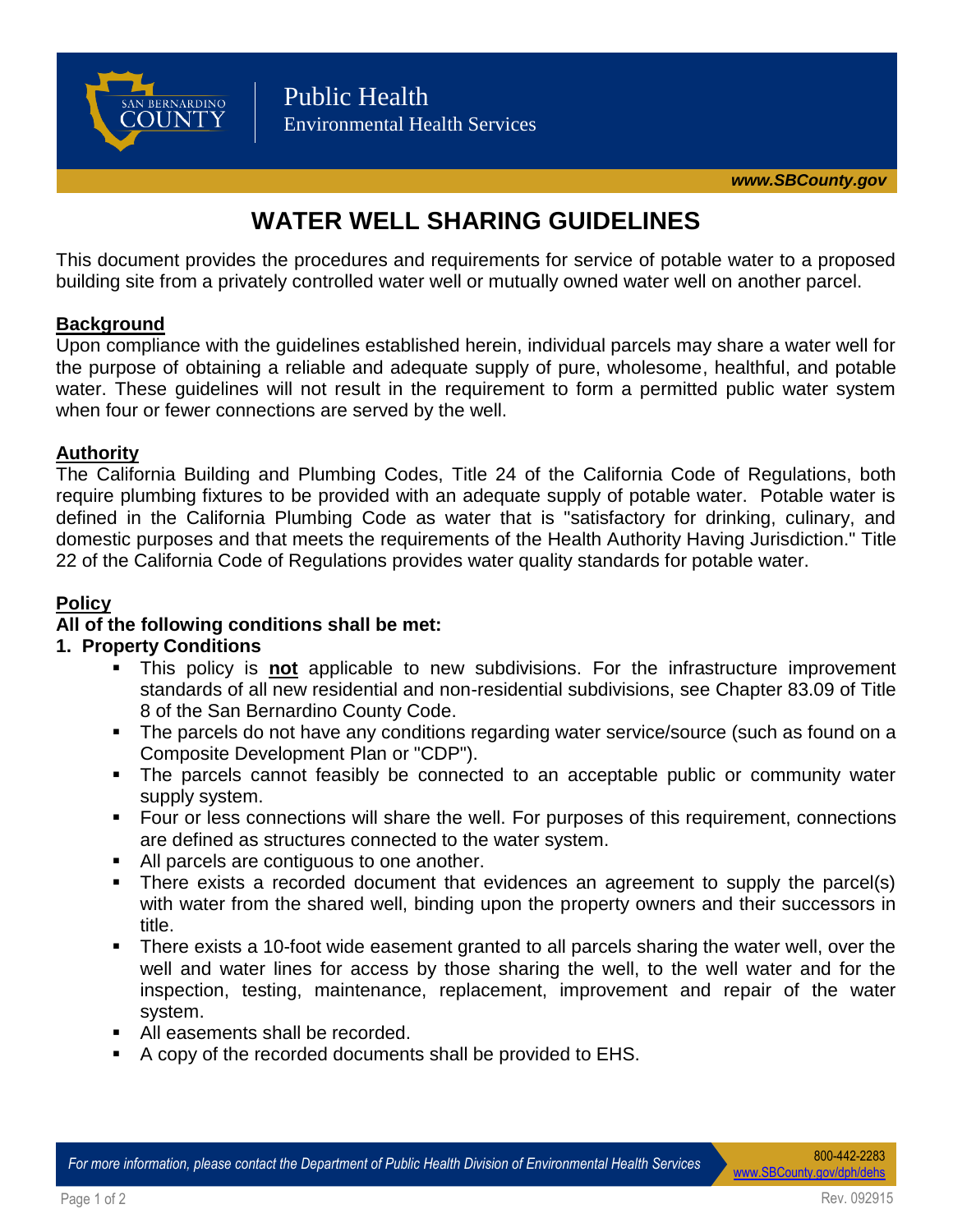# WATER WELL SHARING GUIDELINES

This document provides the procedures and requirements for service of potable water to a proposed building site from a privately controlled water well or mutually owned water well on another parcel.

## Background

Upon compliance with the guidelines established herein, individual parcels may share a water well for the purpose of obtaining a reliable and adequate supply of pure, wholesome, healthful, and potable water. These guidelines will not result in the requirement to form a permitted public water system when four or fewer connections are served by the well.

## Authority

The California Building and Plumbing Codes, Title 24 of the California Code of Regulations, both require plumbing fixtures to be provided with an adequate supply of potable water. Potable water is defined in the California Plumbing Code as water that is "satisfactory for drinking, culinary, and domestic purposes and that meets the requirements of the Health Authority Having Jurisdiction." Title 22 of the California Code of Regulations provides water quality standards for potable water.

## Policy

**All of the following conditions shall be met:**

**1. Property Conditions**

- This policy is **not** applicable to new subdivisions. For the infrastructure improvement standards of all new residential and non-residential subdivisions, see Chapter 83.09 of Title 8 of the San Bernardino County Code.
- The parcels do not have any conditions regarding water service/source (such as found on a Composite Development Plan or "CDP").
- The parcels cannot feasibly be connected to an acceptable public or community water supply system.
- Four or less connections will share the well. For purposes of this requirement, connections are defined as structures connected to the water system.
- All parcels are contiguous to one another.
- There exists a recorded document that evidences an agreement to supply the parcel(s) with water from the shared well, binding upon the property owners and their successors in title.
- There exists a 10-foot wide easement granted to all parcels sharing the water well, over the well and water lines for access by those sharing the well, to the well water and for the inspection, testing, maintenance, replacement, improvement and repair of the water system.
- All easements shall be recorded.
- A copy of the recorded documents shall be provided to EHS.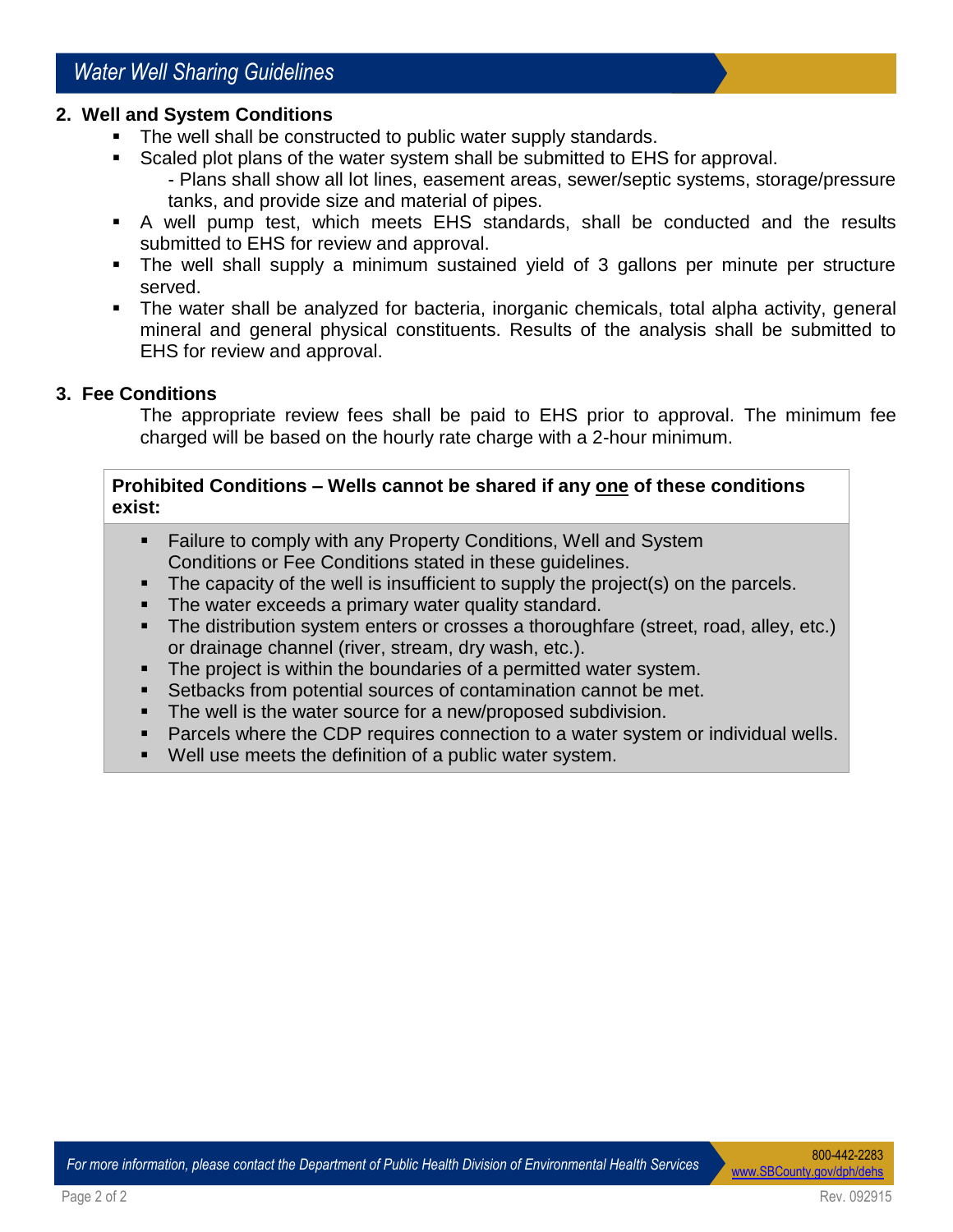## 2. Well and System Conditions

- The well shall be constructed to public water supply standards.
- Scaled plot plans of the water system shall be submitted to EHS for approval.
  - Plans shall show all lot lines, easement areas, sewer/septic systems, storage/pressure tanks, and provide size and material of pipes.
- A well pump test, which meets EHS standards, shall be conducted and the results submitted to EHS for review and approval.
- The well shall supply a minimum sustained yield of 3 gallons per minute per structure served.
- The water shall be analyzed for bacteria, inorganic chemicals, total alpha activity, general mineral and general physical constituents. Results of the analysis shall be submitted to EHS for review and approval.

## 3. Fee Conditions

The appropriate review fees shall be paid to EHS prior to approval. The minimum fee charged will be based on the hourly rate charge with a 2-hour minimum.

**Prohibited Conditions – Wells cannot be shared if any one of these conditions exist:**

- Failure to comply with any Property Conditions, Well and System Conditions or Fee Conditions stated in these guidelines.
- The capacity of the well is insufficient to supply the project(s) on the parcels.
- The water exceeds a primary water quality standard.
- The distribution system enters or crosses a thoroughfare (street, road, alley, etc.) or drainage channel (river, stream, dry wash, etc.).
- The project is within the boundaries of a permitted water system.
- Setbacks from potential sources of contamination cannot be met.
- The well is the water source for a new/proposed subdivision.
- Parcels where the CDP requires connection to a water system or individual wells.
- Well use meets the definition of a public water system.

*For more information, please contact the Department of Public Health Division of Environmental Health Services*

800-442-2283
www.SBCounty.gov/dph/dehs